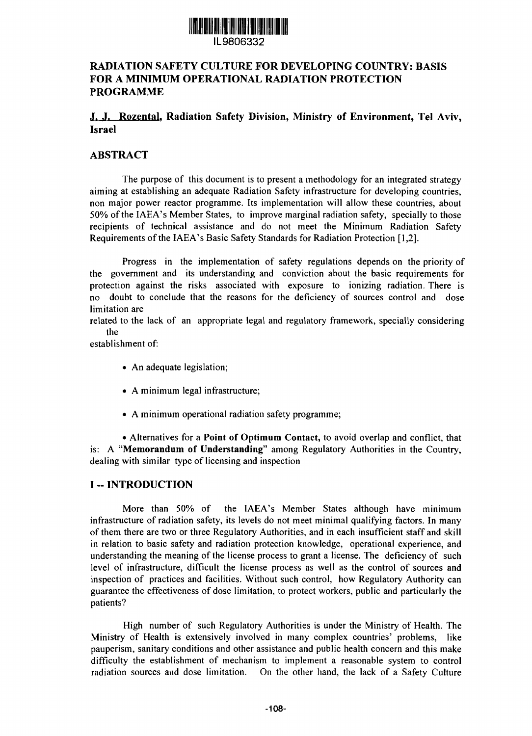IL9806332

# RADIATION SAFETY CULTURE FOR DEVELOPING COUNTRY: BASIS FOR A MINIMUM OPERATIONAL RADIATION PROTECTION PROGRAMME

**J. J. Rozental, Radiation Safety Division, Ministry of Environment, Tel Aviv, Israel**

## ABSTRACT

The purpose of this document is to present a methodology for an integrated strategy aiming at establishing an adequate Radiation Safety infrastructure for developing countries, non major power reactor programme. Its implementation will allow these countries, about 50% of the IAEA's Member States, to improve marginal radiation safety, specially to those recipients of technical assistance and do not meet the Minimum Radiation Safety Requirements of the IAEA's Basic Safety Standards for Radiation Protection [1,2].

Progress in the implementation of safety regulations depends on the priority of the government and its understanding and conviction about the basic requirements for protection against the risks associated with exposure to ionizing radiation. There is no doubt to conclude that the reasons for the deficiency of sources control and dose limitation are related to the lack of an appropriate legal and regulatory framework, specially considering the establishment of:

- An adequate legislation;
- A minimum legal infrastructure;
- A minimum operational radiation safety programme;
- Alternatives for a **Point of Optimum Contact,** to avoid overlap and conflict, that is: A "**Memorandum of Understanding**" among Regulatory Authorities in the Country, dealing with similar type of licensing and inspection

## I -- INTRODUCTION

More than 50% of the IAEA's Member States although have minimum infrastructure of radiation safety, its levels do not meet minimal qualifying factors. In many of them there are two or three Regulatory Authorities, and in each insufficient staff and skill in relation to basic safety and radiation protection knowledge, operational experience, and understanding the meaning of the license process to grant a license. The deficiency of such level of infrastructure, difficult the license process as well as the control of sources and inspection of practices and facilities. Without such control, how Regulatory Authority can guarantee the effectiveness of dose limitation, to protect workers, public and particularly the patients?

High number of such Regulatory Authorities is under the Ministry of Health. The Ministry of Health is extensively involved in many complex countries' problems, like pauperism, sanitary conditions and other assistance and public health concern and this make difficulty the establishment of mechanism to implement a reasonable system to control radiation sources and dose limitation. On the other hand, the lack of a Safety Culture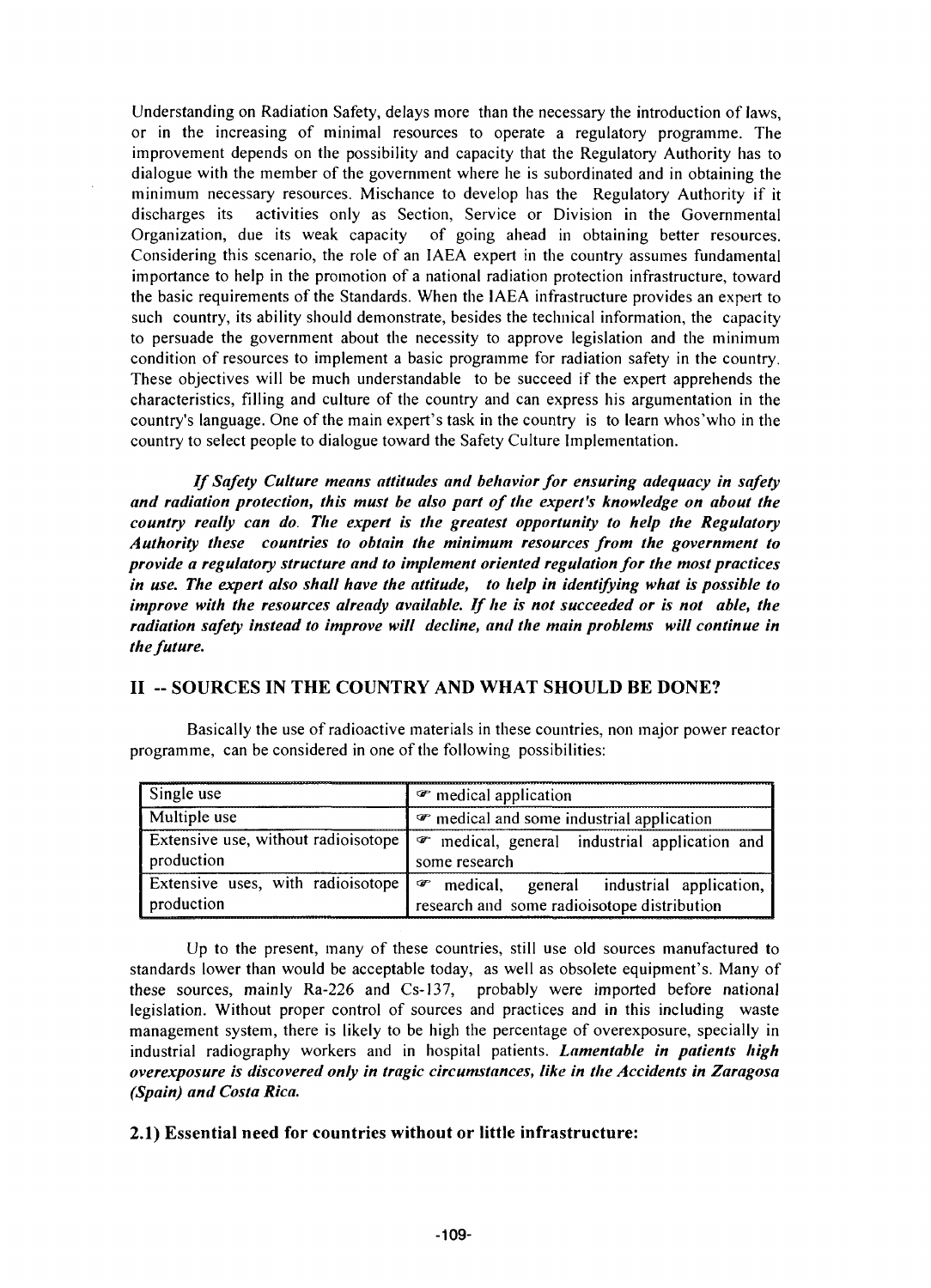Understanding on Radiation Safety, delays more than the necessary the introduction of laws, or in the increasing of minimal resources to operate a regulatory programme. The improvement depends on the possibility and capacity that the Regulatory Authority has to dialogue with the member of the government where he is subordinated and in obtaining the minimum necessary resources. Mischance to develop has the Regulatory Authority if it discharges its activities only as Section, Service or Division in the Governmental Organization, due its weak capacity of going ahead in obtaining better resources. Considering this scenario, the role of an IAEA expert in the country assumes fundamental importance to help in the promotion of a national radiation protection infrastructure, toward the basic requirements of the Standards. When the IAEA infrastructure provides an expert to such country, its ability should demonstrate, besides the technical information, the capacity to persuade the government about the necessity to approve legislation and the minimum condition of resources to implement a basic programme for radiation safety in the country. These objectives will be much understandable to be succeed if the expert apprehends the characteristics, filling and culture of the country and can express his argumentation in the country's language. One of the main expert's task in the country is to learn whos'who in the country to select people to dialogue toward the Safety Culture Implementation.

***If Safety Culture means attitudes and behavior for ensuring adequacy in safety and radiation protection, this must be also part of the expert's knowledge on about the country really can do. The expert is the greatest opportunity to help the Regulatory Authority these countries to obtain the minimum resources from the government to provide a regulatory structure and to implement oriented regulation for the most practices in use. The expert also shall have the attitude, to help in identifying what is possible to improve with the resources already available. If he is not succeeded or is not able, the radiation safety instead to improve will decline, and the main problems will continue in the future.***

## II -- SOURCES IN THE COUNTRY AND WHAT SHOULD BE DONE?

Basically the use of radioactive materials in these countries, non major power reactor programme, can be considered in one of the following possibilities:

| Single use | ☞ medical application |
|---|---|
| Multiple use | ☞ medical and some industrial application |
| Extensive use, without radioisotope production | ☞ medical, general industrial application and some research |
| Extensive uses, with radioisotope production | ☞ medical, general industrial application, research and some radioisotope distribution |

Up to the present, many of these countries, still use old sources manufactured to standards lower than would be acceptable today, as well as obsolete equipment's. Many of these sources, mainly Ra-226 and Cs-137, probably were imported before national legislation. Without proper control of sources and practices and in this including waste management system, there is likely to be high the percentage of overexposure, specially in industrial radiography workers and in hospital patients. ***Lamentable in patients high overexposure is discovered only in tragic circumstances, like in the Accidents in Zaragosa (Spain) and Costa Rica.***

### 2.1) Essential need for countries without or little infrastructure: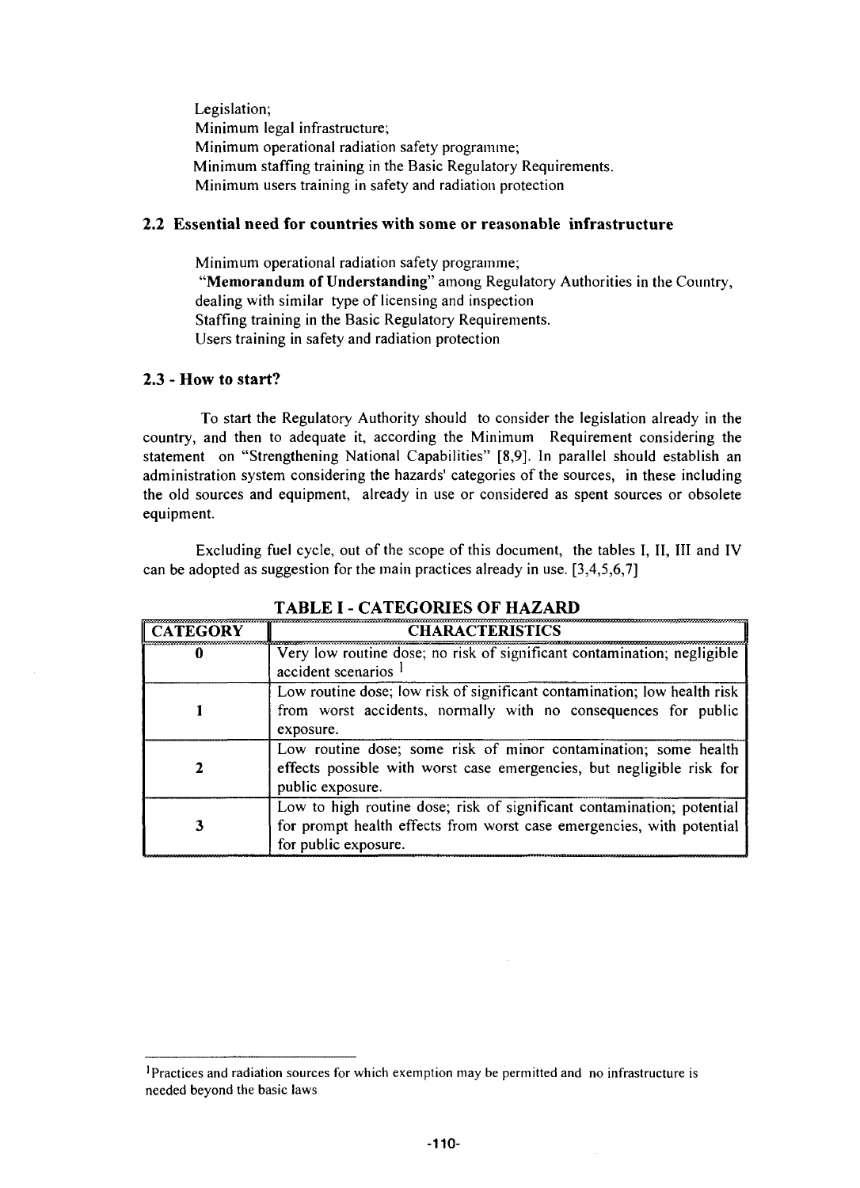Legislation;
Minimum legal infrastructure;
Minimum operational radiation safety programme;
Minimum staffing training in the Basic Regulatory Requirements.
Minimum users training in safety and radiation protection

## 2.2 Essential need for countries with some or reasonable infrastructure

Minimum operational radiation safety programme;
"**Memorandum of Understanding**" among Regulatory Authorities in the Country, dealing with similar type of licensing and inspection
Staffing training in the Basic Regulatory Requirements.
Users training in safety and radiation protection

## 2.3 - How to start?

To start the Regulatory Authority should to consider the legislation already in the country, and then to adequate it, according the Minimum Requirement considering the statement on "Strengthening National Capabilities" [8,9]. In parallel should establish an administration system considering the hazards' categories of the sources, in these including the old sources and equipment, already in use or considered as spent sources or obsolete equipment.

Excluding fuel cycle, out of the scope of this document, the tables I, II, III and IV can be adopted as suggestion for the main practices already in use. [3,4,5,6,7]

**TABLE I - CATEGORIES OF HAZARD**

| CATEGORY | CHARACTERISTICS |
|---|---|
| 0 | Very low routine dose; no risk of significant contamination; negligible accident scenarios [1] |
| 1 | Low routine dose; low risk of significant contamination; low health risk from worst accidents, normally with no consequences for public exposure. |
| 2 | Low routine dose; some risk of minor contamination; some health effects possible with worst case emergencies, but negligible risk for public exposure. |
| 3 | Low to high routine dose; risk of significant contamination; potential for prompt health effects from worst case emergencies, with potential for public exposure. |

[1] Practices and radiation sources for which exemption may be permitted and no infrastructure is needed beyond the basic laws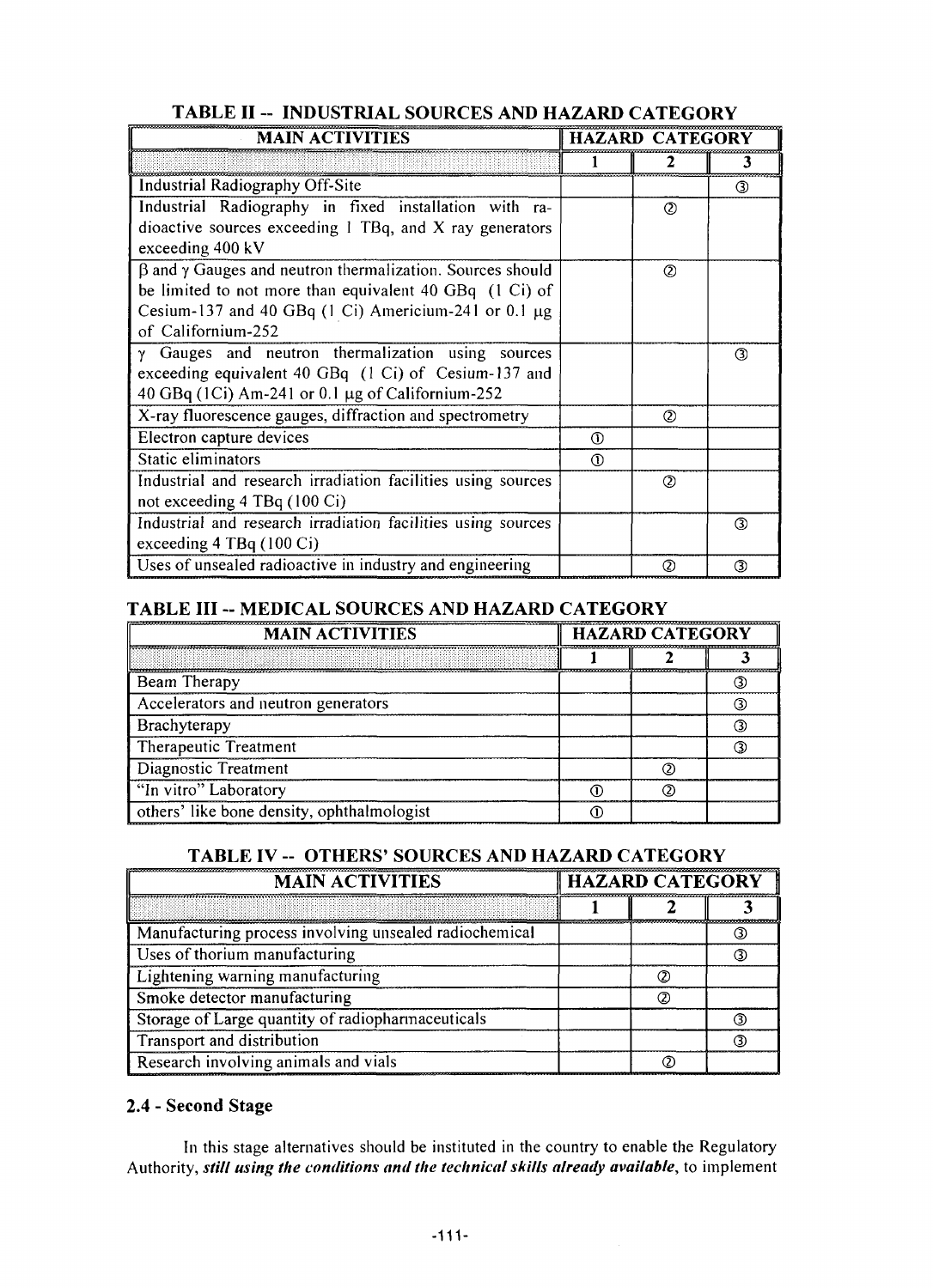## TABLE II -- INDUSTRIAL SOURCES AND HAZARD CATEGORY

| MAIN ACTIVITIES | HAZARD CATEGORY | | |
|---|---|---|---|
| | 1 | 2 | 3 |
| Industrial Radiography Off-Site | | | ③ |
| Industrial Radiography in fixed installation with radioactive sources exceeding 1 TBq, and X ray generators exceeding 400 kV | | ② | |
| β and γ Gauges and neutron thermalization. Sources should be limited to not more than equivalent 40 GBq (1 Ci) of Cesium-137 and 40 GBq (1 Ci) Americium-241 or 0.1 μg of Californium-252 | | ② | |
| γ Gauges and neutron thermalization using sources exceeding equivalent 40 GBq (1 Ci) of Cesium-137 and 40 GBq (1Ci) Am-241 or 0.1 μg of Californium-252 | | | ③ |
| X-ray fluorescence gauges, diffraction and spectrometry | | ② | |
| Electron capture devices | ① | | |
| Static eliminators | ① | | |
| Industrial and research irradiation facilities using sources not exceeding 4 TBq (100 Ci) | | ② | |
| Industrial and research irradiation facilities using sources exceeding 4 TBq (100 Ci) | | | ③ |
| Uses of unsealed radioactive in industry and engineering | | ② | ③ |

## TABLE III -- MEDICAL SOURCES AND HAZARD CATEGORY

| MAIN ACTIVITIES | HAZARD CATEGORY | | |
|---|---|---|---|
| | 1 | 2 | 3 |
| Beam Therapy | | | ③ |
| Accelerators and neutron generators | | | ③ |
| Brachyterapy | | | ③ |
| Therapeutic Treatment | | | ③ |
| Diagnostic Treatment | | ② | |
| "In vitro" Laboratory | ① | ② | |
| others' like bone density, ophthalmologist | ① | | |

## TABLE IV -- OTHERS' SOURCES AND HAZARD CATEGORY

| MAIN ACTIVITIES | HAZARD CATEGORY | | |
|---|---|---|---|
| | 1 | 2 | 3 |
| Manufacturing process involving unsealed radiochemical | | | ③ |
| Uses of thorium manufacturing | | | ③ |
| Lightening warning manufacturing | | ② | |
| Smoke detector manufacturing | | ② | |
| Storage of Large quantity of radiopharmaceuticals | | | ③ |
| Transport and distribution | | | ③ |
| Research involving animals and vials | | ② | |

### 2.4 - Second Stage

In this stage alternatives should be instituted in the country to enable the Regulatory Authority, ***still using the conditions and the technical skills already available***, to implement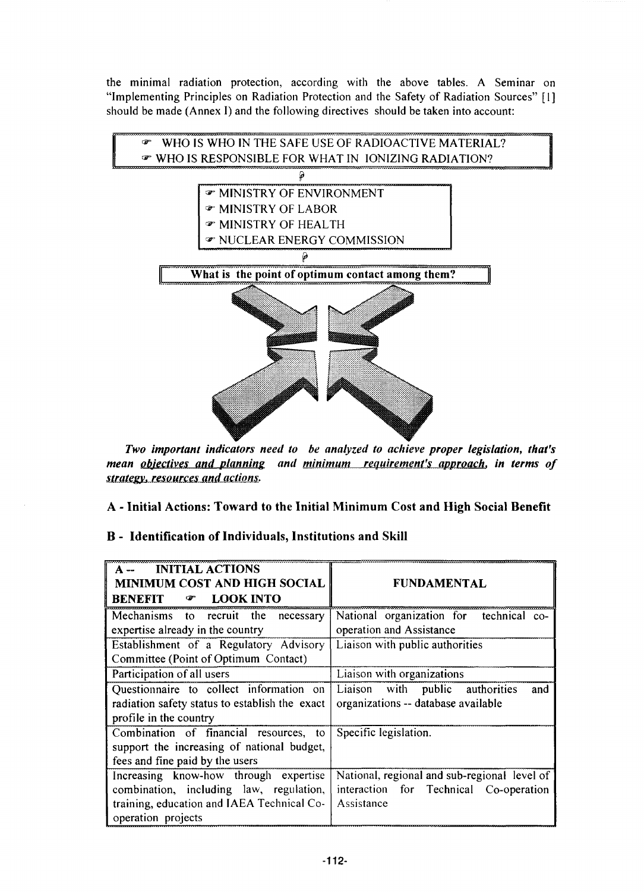the minimal radiation protection, according with the above tables. A Seminar on "Implementing Principles on Radiation Protection and the Safety of Radiation Sources" [1] should be made (Annex I) and the following directives should be taken into account:

- ☞ WHO IS WHO IN THE SAFE USE OF RADIOACTIVE MATERIAL?
- ☞ WHO IS RESPONSIBLE FOR WHAT IN IONIZING RADIATION?

- ☞ MINISTRY OF ENVIRONMENT
- ☞ MINISTRY OF LABOR
- ☞ MINISTRY OF HEALTH
- ☞ NUCLEAR ENERGY COMMISSION

**What is the point of optimum contact among them?**

***Two important indicators need to be analyzed to achieve proper legislation, that's mean objectives and planning and minimum requirement's approach, in terms of strategy, resources and actions.***

## A - Initial Actions: Toward to the Initial Minimum Cost and High Social Benefit

## B - Identification of Individuals, Institutions and Skill

| A -- INITIAL ACTIONS MINIMUM COST AND HIGH SOCIAL BENEFIT ☞ LOOK INTO | FUNDAMENTAL |
|---|---|
| Mechanisms to recruit the necessary expertise already in the country | National organization for technical co-operation and Assistance |
| Establishment of a Regulatory Advisory Committee (Point of Optimum Contact) | Liaison with public authorities |
| Participation of all users | Liaison with organizations |
| Questionnaire to collect information on radiation safety status to establish the exact profile in the country | Liaison with public authorities and organizations -- database available |
| Combination of financial resources, to support the increasing of national budget, fees and fine paid by the users | Specific legislation. |
| Increasing know-how through expertise combination, including law, regulation, training, education and IAEA Technical Co-operation projects | National, regional and sub-regional level of interaction for Technical Co-operation Assistance |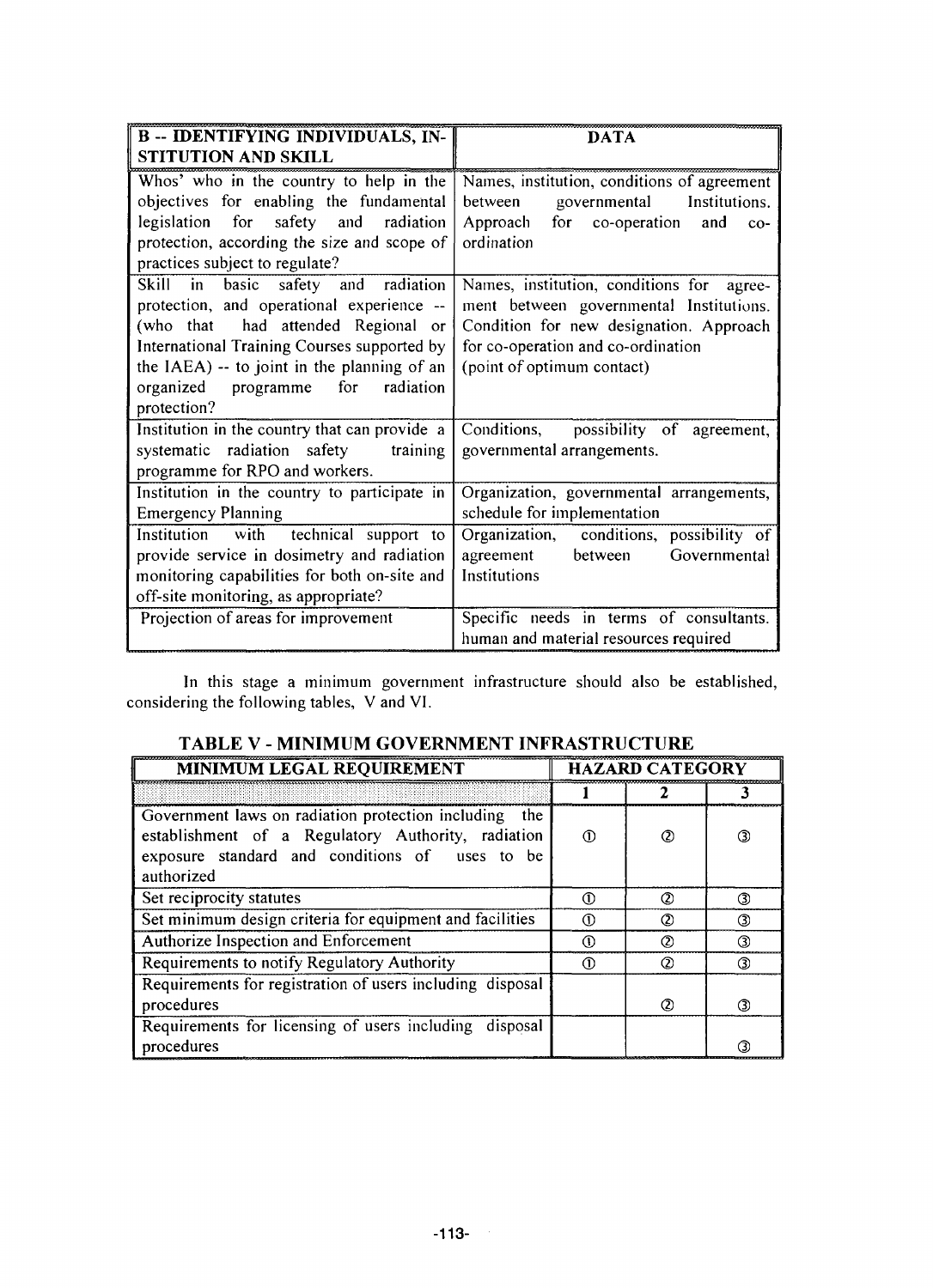| B -- IDENTIFYING INDIVIDUALS, INSTITUTION AND SKILL | DATA |
|---|---|
| Whos' who in the country to help in the objectives for enabling the fundamental legislation for safety and radiation protection, according the size and scope of practices subject to regulate? | Names, institution, conditions of agreement between governmental Institutions. Approach for co-operation and co-ordination |
| Skill in basic safety and radiation protection, and operational experience -- (who that had attended Regional or International Training Courses supported by the IAEA) -- to joint in the planning of an organized programme for radiation protection? | Names, institution, conditions for agreement between governmental Institutions. Condition for new designation. Approach for co-operation and co-ordination (point of optimum contact) |
| Institution in the country that can provide a systematic radiation safety training programme for RPO and workers. | Conditions, possibility of agreement, governmental arrangements. |
| Institution in the country to participate in Emergency Planning | Organization, governmental arrangements, schedule for implementation |
| Institution with technical support to provide service in dosimetry and radiation monitoring capabilities for both on-site and off-site monitoring, as appropriate? | Organization, conditions, possibility of agreement between Governmental Institutions |
| Projection of areas for improvement | Specific needs in terms of consultants. human and material resources required |

In this stage a minimum government infrastructure should also be established, considering the following tables, V and VI.

**TABLE V - MINIMUM GOVERNMENT INFRASTRUCTURE**

| MINIMUM LEGAL REQUIREMENT | HAZARD CATEGORY | | |
|---|---|---|---|
| | 1 | 2 | 3 |
| Government laws on radiation protection including the establishment of a Regulatory Authority, radiation exposure standard and conditions of uses to be authorized | ① | ② | ③ |
| Set reciprocity statutes | ① | ② | ③ |
| Set minimum design criteria for equipment and facilities | ① | ② | ③ |
| Authorize Inspection and Enforcement | ① | ② | ③ |
| Requirements to notify Regulatory Authority | ① | ② | ③ |
| Requirements for registration of users including disposal procedures | | ② | ③ |
| Requirements for licensing of users including disposal procedures | | | ③ |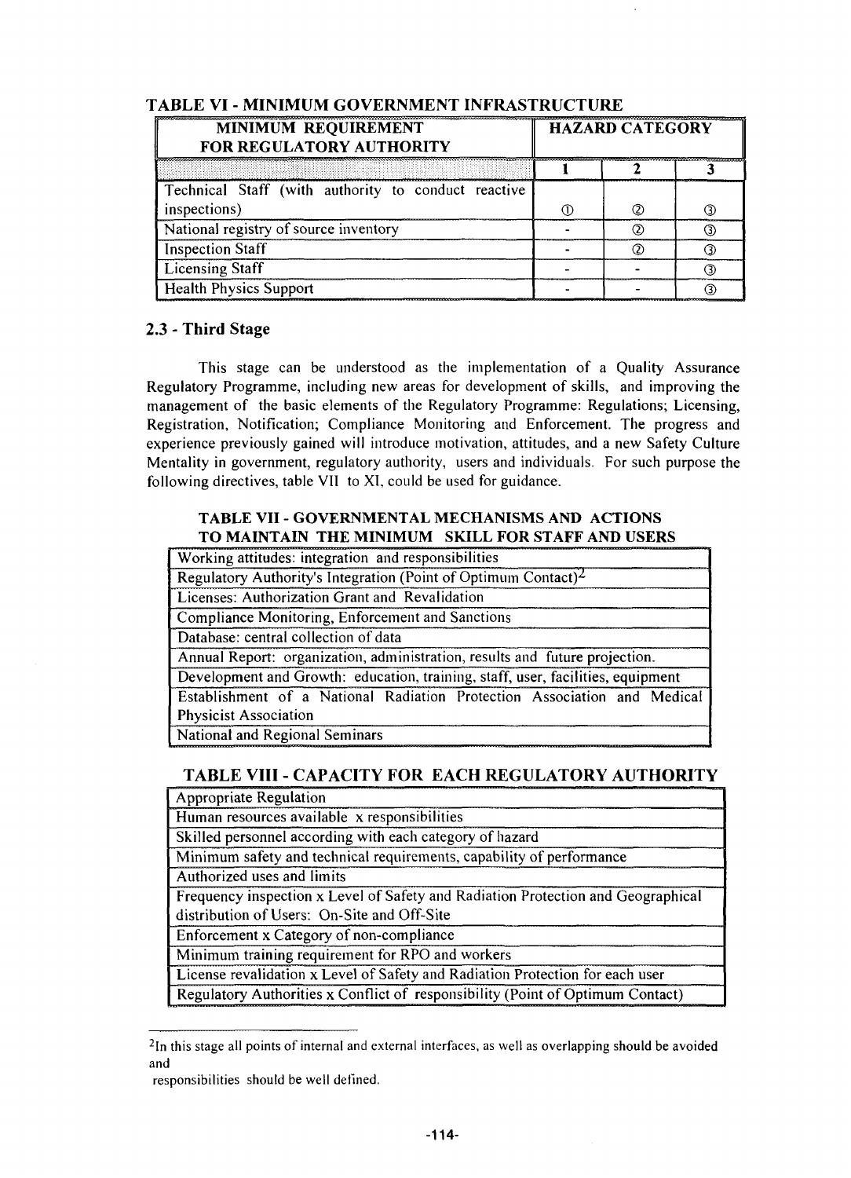## TABLE VI - MINIMUM GOVERNMENT INFRASTRUCTURE

| MINIMUM REQUIREMENT FOR REGULATORY AUTHORITY | HAZARD CATEGORY | | |
|---|---|---|---|
| | 1 | 2 | 3 |
| Technical Staff (with authority to conduct reactive inspections) | ① | ② | ③ |
| National registry of source inventory | - | ② | ③ |
| Inspection Staff | - | ② | ③ |
| Licensing Staff | - | - | ③ |
| Health Physics Support | - | - | ③ |

### 2.3 - Third Stage

This stage can be understood as the implementation of a Quality Assurance Regulatory Programme, including new areas for development of skills, and improving the management of the basic elements of the Regulatory Programme: Regulations; Licensing, Registration, Notification; Compliance Monitoring and Enforcement. The progress and experience previously gained will introduce motivation, attitudes, and a new Safety Culture Mentality in government, regulatory authority, users and individuals. For such purpose the following directives, table VII to XI, could be used for guidance.

#### TABLE VII - GOVERNMENTAL MECHANISMS AND ACTIONS TO MAINTAIN THE MINIMUM SKILL FOR STAFF AND USERS

| |
|---|
| Working attitudes: integration and responsibilities |
| Regulatory Authority's Integration (Point of Optimum Contact)[2] |
| Licenses: Authorization Grant and Revalidation |
| Compliance Monitoring, Enforcement and Sanctions |
| Database: central collection of data |
| Annual Report: organization, administration, results and future projection. |
| Development and Growth: education, training, staff, user, facilities, equipment |
| Establishment of a National Radiation Protection Association and Medical Physicist Association |
| National and Regional Seminars |

#### TABLE VIII - CAPACITY FOR EACH REGULATORY AUTHORITY

| |
|---|
| Appropriate Regulation |
| Human resources available x responsibilities |
| Skilled personnel according with each category of hazard |
| Minimum safety and technical requirements, capability of performance |
| Authorized uses and limits |
| Frequency inspection x Level of Safety and Radiation Protection and Geographical distribution of Users: On-Site and Off-Site |
| Enforcement x Category of non-compliance |
| Minimum training requirement for RPO and workers |
| License revalidation x Level of Safety and Radiation Protection for each user |
| Regulatory Authorities x Conflict of responsibility (Point of Optimum Contact) |

[2] In this stage all points of internal and external interfaces, as well as overlapping should be avoided and responsibilities should be well defined.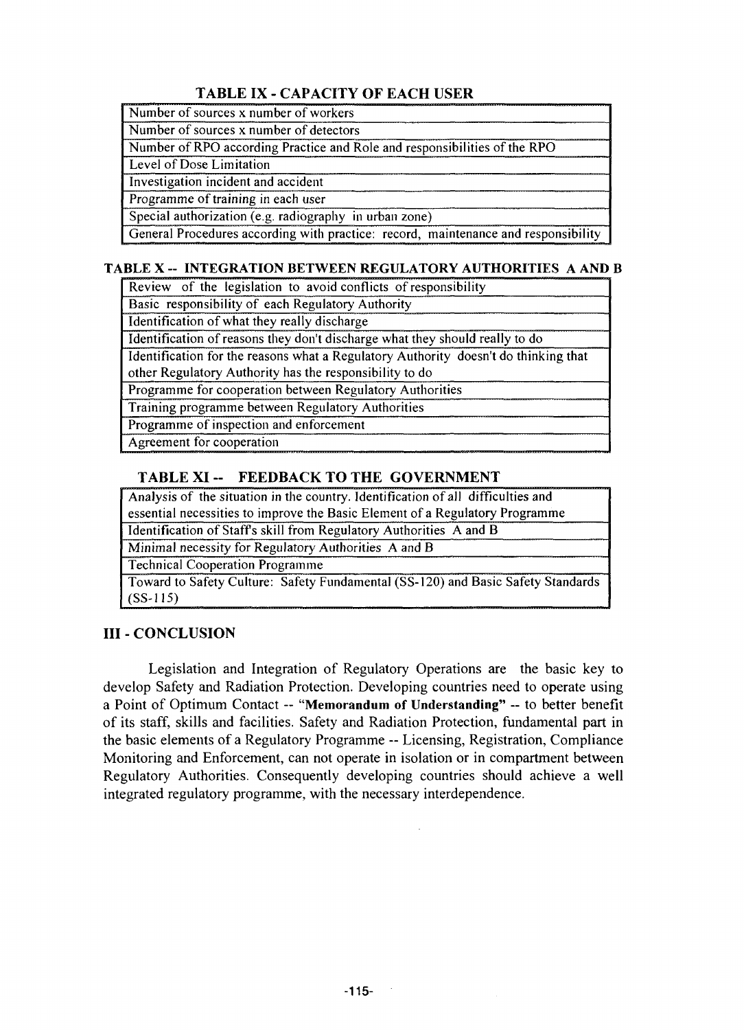**TABLE IX - CAPACITY OF EACH USER**

| Number of sources x number of workers |
|---|
| Number of sources x number of detectors |
| Number of RPO according Practice and Role and responsibilities of the RPO |
| Level of Dose Limitation |
| Investigation incident and accident |
| Programme of training in each user |
| Special authorization (e.g. radiography in urban zone) |
| General Procedures according with practice: record, maintenance and responsibility |

**TABLE X -- INTEGRATION BETWEEN REGULATORY AUTHORITIES A AND B**

| Review of the legislation to avoid conflicts of responsibility |
|---|
| Basic responsibility of each Regulatory Authority |
| Identification of what they really discharge |
| Identification of reasons they don't discharge what they should really to do |
| Identification for the reasons what a Regulatory Authority doesn't do thinking that other Regulatory Authority has the responsibility to do |
| Programme for cooperation between Regulatory Authorities |
| Training programme between Regulatory Authorities |
| Programme of inspection and enforcement |
| Agreement for cooperation |

**TABLE XI -- FEEDBACK TO THE GOVERNMENT**

| Analysis of the situation in the country. Identification of all difficulties and essential necessities to improve the Basic Element of a Regulatory Programme |
|---|
| Identification of Staff's skill from Regulatory Authorities A and B |
| Minimal necessity for Regulatory Authorities A and B |
| Technical Cooperation Programme |
| Toward to Safety Culture: Safety Fundamental (SS-120) and Basic Safety Standards (SS-115) |

## III - CONCLUSION

Legislation and Integration of Regulatory Operations are the basic key to develop Safety and Radiation Protection. Developing countries need to operate using a Point of Optimum Contact -- "**Memorandum of Understanding**" -- to better benefit of its staff, skills and facilities. Safety and Radiation Protection, fundamental part in the basic elements of a Regulatory Programme -- Licensing, Registration, Compliance Monitoring and Enforcement, can not operate in isolation or in compartment between Regulatory Authorities. Consequently developing countries should achieve a well integrated regulatory programme, with the necessary interdependence.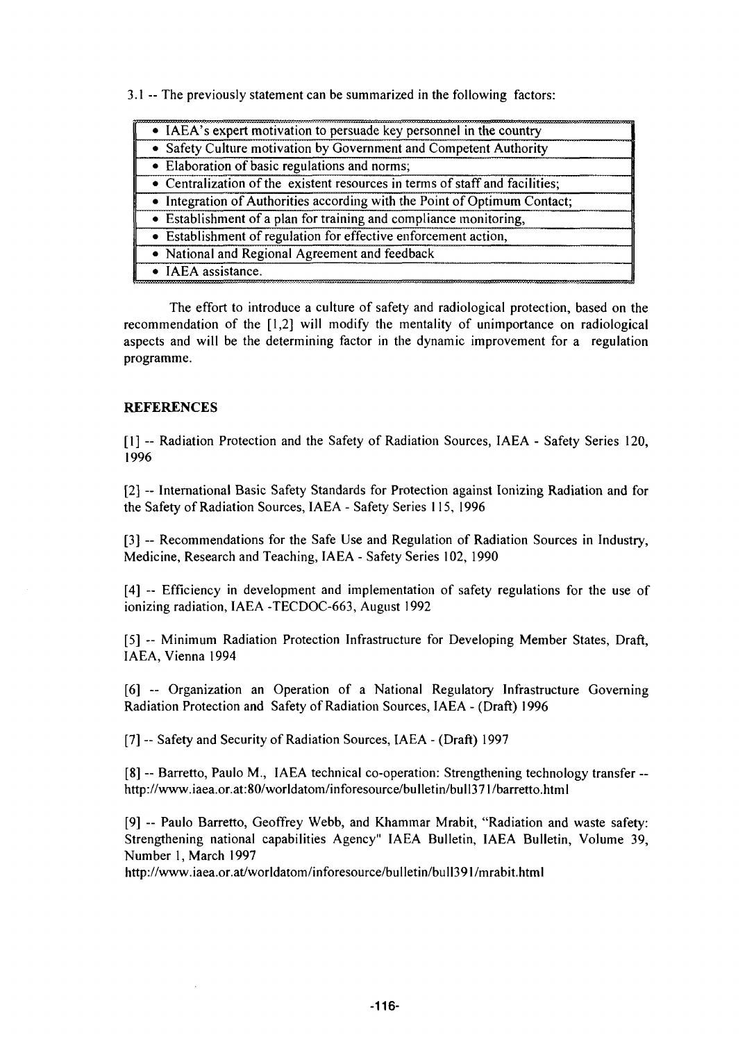3.1 -- The previously statement can be summarized in the following factors:

| |
|---|
| • IAEA's expert motivation to persuade key personnel in the country |
| • Safety Culture motivation by Government and Competent Authority |
| • Elaboration of basic regulations and norms; |
| • Centralization of the existent resources in terms of staff and facilities; |
| • Integration of Authorities according with the Point of Optimum Contact; |
| • Establishment of a plan for training and compliance monitoring, |
| • Establishment of regulation for effective enforcement action, |
| • National and Regional Agreement and feedback |
| • IAEA assistance. |

The effort to introduce a culture of safety and radiological protection, based on the recommendation of the [1,2] will modify the mentality of unimportance on radiological aspects and will be the determining factor in the dynamic improvement for a regulation programme.

## REFERENCES

[1] -- Radiation Protection and the Safety of Radiation Sources, IAEA - Safety Series 120, 1996

[2] -- International Basic Safety Standards for Protection against Ionizing Radiation and for the Safety of Radiation Sources, IAEA - Safety Series 115, 1996

[3] -- Recommendations for the Safe Use and Regulation of Radiation Sources in Industry, Medicine, Research and Teaching, IAEA - Safety Series 102, 1990

[4] -- Efficiency in development and implementation of safety regulations for the use of ionizing radiation, IAEA -TECDOC-663, August 1992

[5] -- Minimum Radiation Protection Infrastructure for Developing Member States, Draft, IAEA, Vienna 1994

[6] -- Organization an Operation of a National Regulatory Infrastructure Governing Radiation Protection and Safety of Radiation Sources, IAEA - (Draft) 1996

[7] -- Safety and Security of Radiation Sources, IAEA - (Draft) 1997

[8] -- Barretto, Paulo M., IAEA technical co-operation: Strengthening technology transfer -- http://www.iaea.or.at:80/worldatom/inforesource/bulletin/bull371/barretto.html

[9] -- Paulo Barretto, Geoffrey Webb, and Khammar Mrabit, "Radiation and waste safety: Strengthening national capabilities Agency" IAEA Bulletin, IAEA Bulletin, Volume 39, Number 1, March 1997 http://www.iaea.or.at/worldatom/inforesource/bulletin/bull391/mrabit.html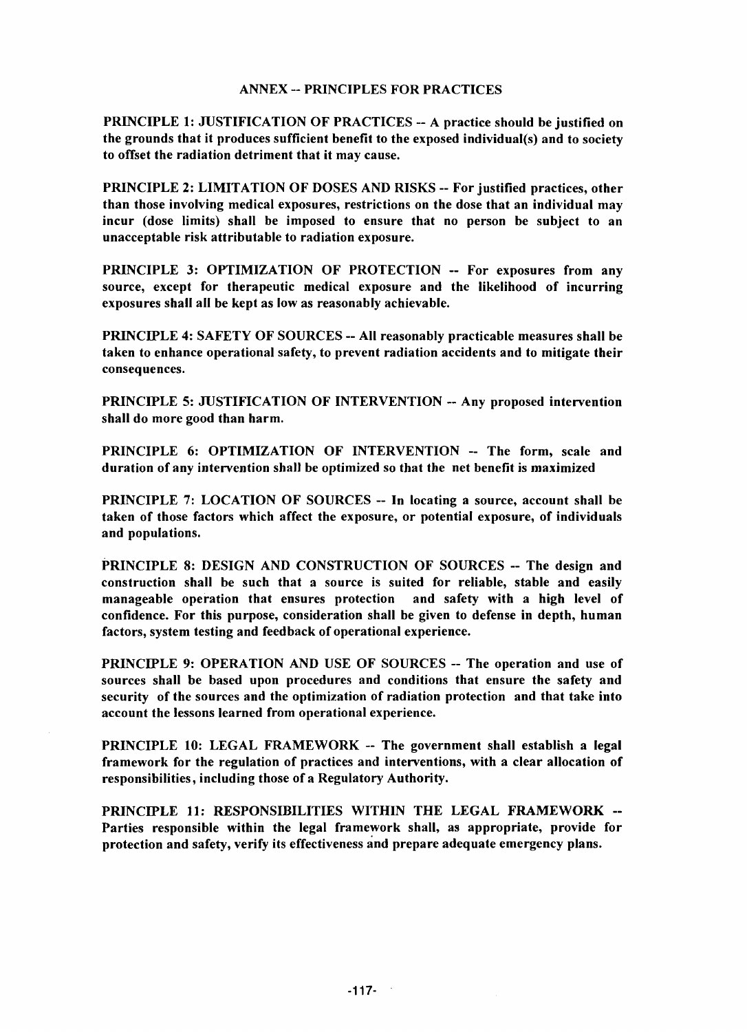## ANNEX -- PRINCIPLES FOR PRACTICES

**PRINCIPLE 1: JUSTIFICATION OF PRACTICES -- A practice should be justified on the grounds that it produces sufficient benefit to the exposed individual(s) and to society to offset the radiation detriment that it may cause.**

**PRINCIPLE 2: LIMITATION OF DOSES AND RISKS -- For justified practices, other than those involving medical exposures, restrictions on the dose that an individual may incur (dose limits) shall be imposed to ensure that no person be subject to an unacceptable risk attributable to radiation exposure.**

**PRINCIPLE 3: OPTIMIZATION OF PROTECTION -- For exposures from any source, except for therapeutic medical exposure and the likelihood of incurring exposures shall all be kept as low as reasonably achievable.**

**PRINCIPLE 4: SAFETY OF SOURCES -- All reasonably practicable measures shall be taken to enhance operational safety, to prevent radiation accidents and to mitigate their consequences.**

**PRINCIPLE 5: JUSTIFICATION OF INTERVENTION -- Any proposed intervention shall do more good than harm.**

**PRINCIPLE 6: OPTIMIZATION OF INTERVENTION -- The form, scale and duration of any intervention shall be optimized so that the net benefit is maximized**

**PRINCIPLE 7: LOCATION OF SOURCES -- In locating a source, account shall be taken of those factors which affect the exposure, or potential exposure, of individuals and populations.**

**PRINCIPLE 8: DESIGN AND CONSTRUCTION OF SOURCES -- The design and construction shall be such that a source is suited for reliable, stable and easily manageable operation that ensures protection and safety with a high level of confidence. For this purpose, consideration shall be given to defense in depth, human factors, system testing and feedback of operational experience.**

**PRINCIPLE 9: OPERATION AND USE OF SOURCES -- The operation and use of sources shall be based upon procedures and conditions that ensure the safety and security of the sources and the optimization of radiation protection and that take into account the lessons learned from operational experience.**

**PRINCIPLE 10: LEGAL FRAMEWORK -- The government shall establish a legal framework for the regulation of practices and interventions, with a clear allocation of responsibilities, including those of a Regulatory Authority.**

**PRINCIPLE 11: RESPONSIBILITIES WITHIN THE LEGAL FRAMEWORK -- Parties responsible within the legal framework shall, as appropriate, provide for protection and safety, verify its effectiveness and prepare adequate emergency plans.**